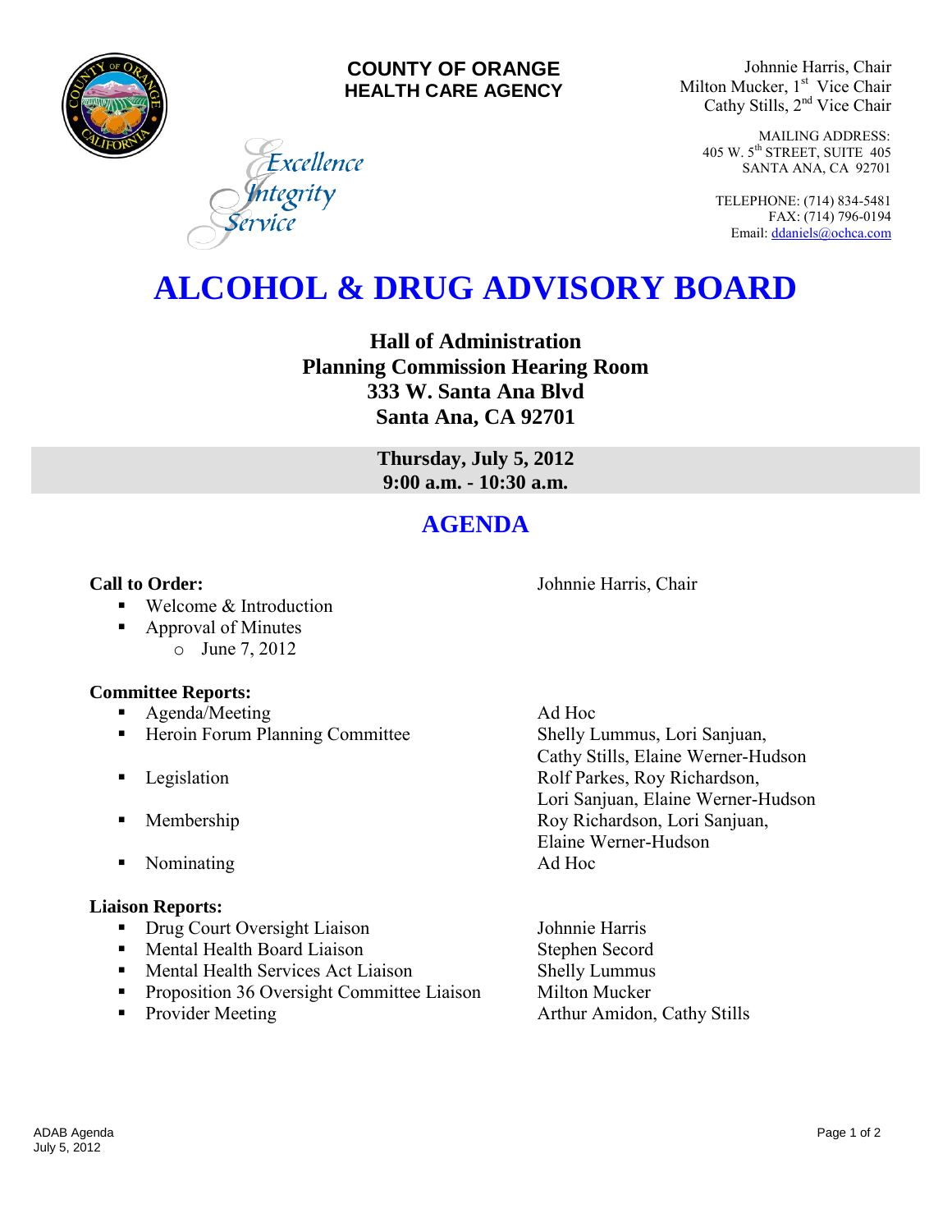**COUNTY OF ORANGE**
**HEALTH CARE AGENCY**

*Excellence*
*Integrity*
*Service*

Johnnie Harris, Chair
Milton Mucker, 1st Vice Chair
Cathy Stills, 2nd Vice Chair

MAILING ADDRESS:
405 W. 5th STREET, SUITE 405
SANTA ANA, CA 92701

TELEPHONE: (714) 834-5481
FAX: (714) 796-0194
Email: ddaniels@ochca.com

# ALCOHOL & DRUG ADVISORY BOARD

**Hall of Administration**
**Planning Commission Hearing Room**
**333 W. Santa Ana Blvd**
**Santa Ana, CA 92701**

**Thursday, July 5, 2012**
**9:00 a.m. - 10:30 a.m.**

## AGENDA

**Call to Order:** Johnnie Harris, Chair

- Welcome & Introduction
- Approval of Minutes
  - June 7, 2012

**Committee Reports:**

- Agenda/Meeting — Ad Hoc
- Heroin Forum Planning Committee — Shelly Lummus, Lori Sanjuan, Cathy Stills, Elaine Werner-Hudson
- Legislation — Rolf Parkes, Roy Richardson, Lori Sanjuan, Elaine Werner-Hudson
- Membership — Roy Richardson, Lori Sanjuan, Elaine Werner-Hudson
- Nominating — Ad Hoc

**Liaison Reports:**

- Drug Court Oversight Liaison — Johnnie Harris
- Mental Health Board Liaison — Stephen Secord
- Mental Health Services Act Liaison — Shelly Lummus
- Proposition 36 Oversight Committee Liaison — Milton Mucker
- Provider Meeting — Arthur Amidon, Cathy Stills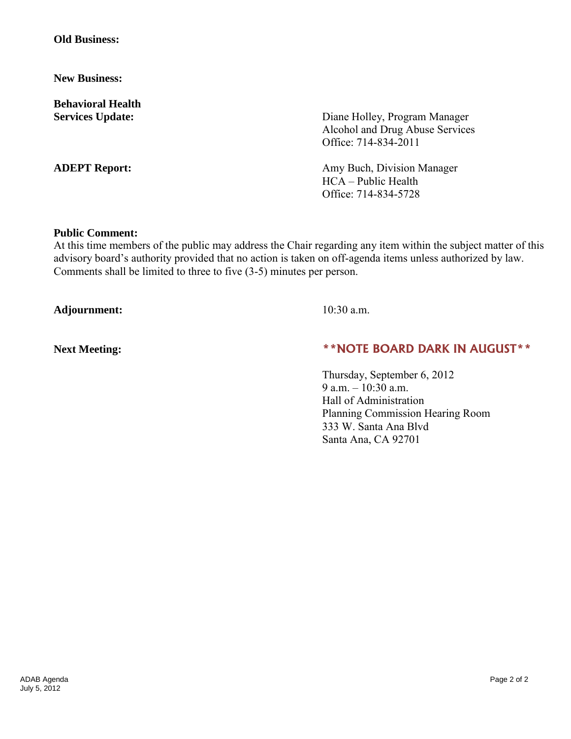**Old Business:**

**New Business:**

**Behavioral Health Services Update:**

Diane Holley, Program Manager
Alcohol and Drug Abuse Services
Office: 714-834-2011

**ADEPT Report:**

Amy Buch, Division Manager
HCA – Public Health
Office: 714-834-5728

**Public Comment:**
At this time members of the public may address the Chair regarding any item within the subject matter of this advisory board's authority provided that no action is taken on off-agenda items unless authorized by law. Comments shall be limited to three to five (3-5) minutes per person.

**Adjournment:** 10:30 a.m.

**Next Meeting:**

**\*\*NOTE BOARD DARK IN AUGUST\*\***

Thursday, September 6, 2012
9 a.m. – 10:30 a.m.
Hall of Administration
Planning Commission Hearing Room
333 W. Santa Ana Blvd
Santa Ana, CA 92701